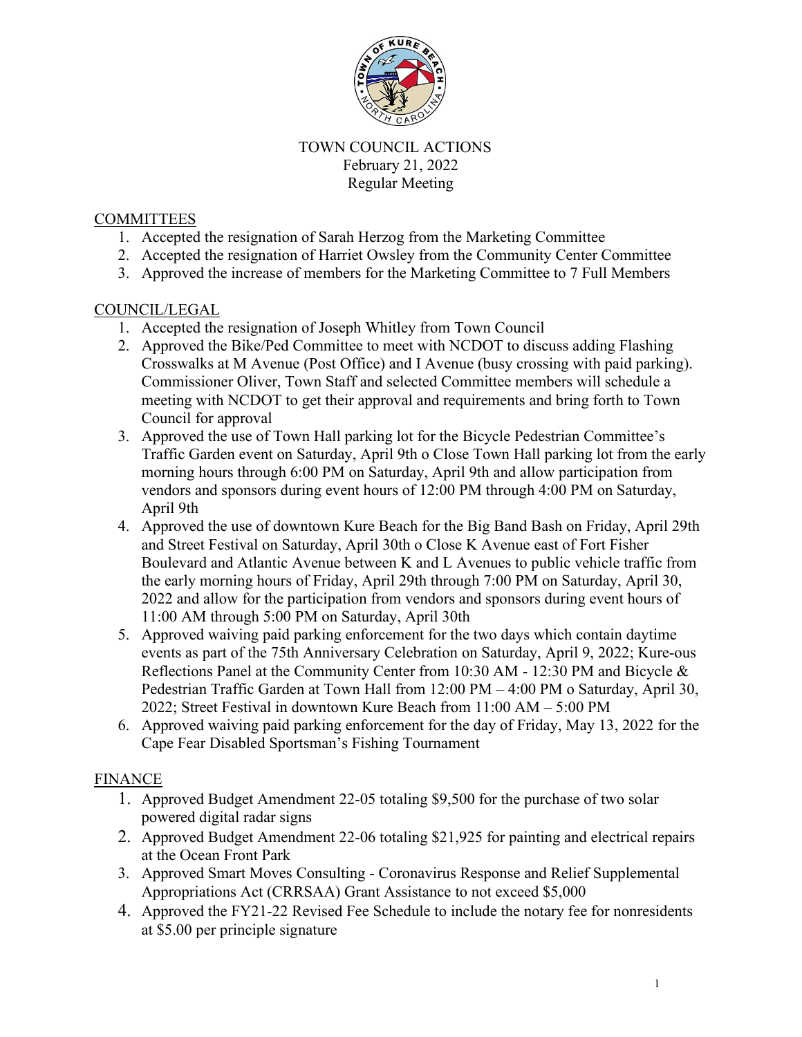TOWN COUNCIL ACTIONS
February 21, 2022
Regular Meeting

## COMMITTEES

1. Accepted the resignation of Sarah Herzog from the Marketing Committee
2. Accepted the resignation of Harriet Owsley from the Community Center Committee
3. Approved the increase of members for the Marketing Committee to 7 Full Members

## COUNCIL/LEGAL

1. Accepted the resignation of Joseph Whitley from Town Council
2. Approved the Bike/Ped Committee to meet with NCDOT to discuss adding Flashing Crosswalks at M Avenue (Post Office) and I Avenue (busy crossing with paid parking). Commissioner Oliver, Town Staff and selected Committee members will schedule a meeting with NCDOT to get their approval and requirements and bring forth to Town Council for approval
3. Approved the use of Town Hall parking lot for the Bicycle Pedestrian Committee's Traffic Garden event on Saturday, April 9th o Close Town Hall parking lot from the early morning hours through 6:00 PM on Saturday, April 9th and allow participation from vendors and sponsors during event hours of 12:00 PM through 4:00 PM on Saturday, April 9th
4. Approved the use of downtown Kure Beach for the Big Band Bash on Friday, April 29th and Street Festival on Saturday, April 30th o Close K Avenue east of Fort Fisher Boulevard and Atlantic Avenue between K and L Avenues to public vehicle traffic from the early morning hours of Friday, April 29th through 7:00 PM on Saturday, April 30, 2022 and allow for the participation from vendors and sponsors during event hours of 11:00 AM through 5:00 PM on Saturday, April 30th
5. Approved waiving paid parking enforcement for the two days which contain daytime events as part of the 75th Anniversary Celebration on Saturday, April 9, 2022; Kure-ous Reflections Panel at the Community Center from 10:30 AM - 12:30 PM and Bicycle & Pedestrian Traffic Garden at Town Hall from 12:00 PM – 4:00 PM o Saturday, April 30, 2022; Street Festival in downtown Kure Beach from 11:00 AM – 5:00 PM
6. Approved waiving paid parking enforcement for the day of Friday, May 13, 2022 for the Cape Fear Disabled Sportsman's Fishing Tournament

## FINANCE

1. Approved Budget Amendment 22-05 totaling $9,500 for the purchase of two solar powered digital radar signs
2. Approved Budget Amendment 22-06 totaling $21,925 for painting and electrical repairs at the Ocean Front Park
3. Approved Smart Moves Consulting - Coronavirus Response and Relief Supplemental Appropriations Act (CRRSAA) Grant Assistance to not exceed $5,000
4. Approved the FY21-22 Revised Fee Schedule to include the notary fee for nonresidents at $5.00 per principle signature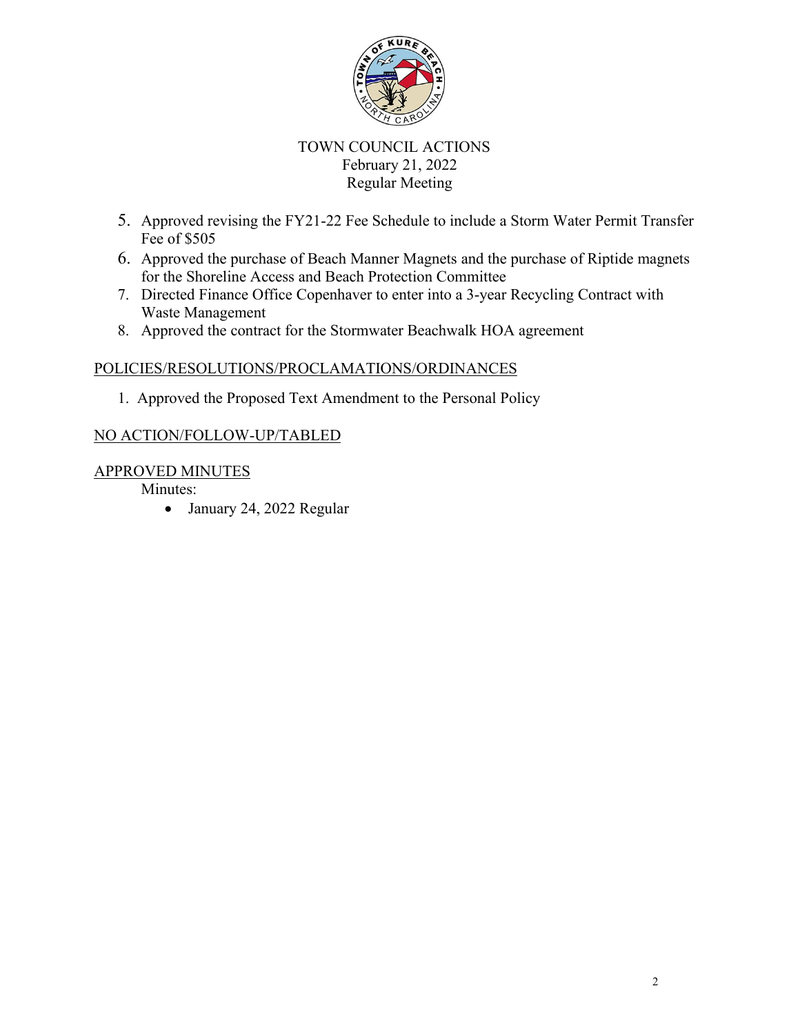TOWN COUNCIL ACTIONS
February 21, 2022
Regular Meeting

5. Approved revising the FY21-22 Fee Schedule to include a Storm Water Permit Transfer Fee of $505
6. Approved the purchase of Beach Manner Magnets and the purchase of Riptide magnets for the Shoreline Access and Beach Protection Committee
7. Directed Finance Office Copenhaver to enter into a 3-year Recycling Contract with Waste Management
8. Approved the contract for the Stormwater Beachwalk HOA agreement

<u>POLICIES/RESOLUTIONS/PROCLAMATIONS/ORDINANCES</u>

1. Approved the Proposed Text Amendment to the Personal Policy

<u>NO ACTION/FOLLOW-UP/TABLED</u>

<u>APPROVED MINUTES</u>

Minutes:

- January 24, 2022 Regular